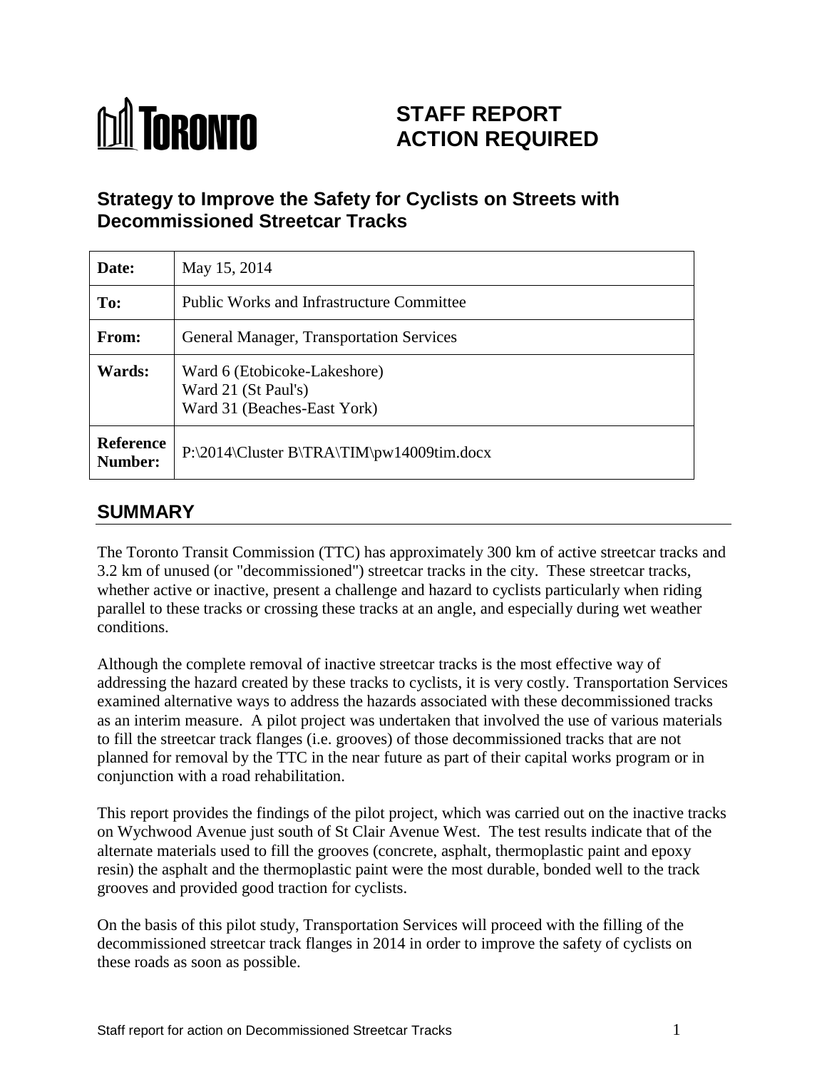TORONTO

# STAFF REPORT ACTION REQUIRED

## Strategy to Improve the Safety for Cyclists on Streets with Decommissioned Streetcar Tracks

| | |
|---|---|
| **Date:** | May 15, 2014 |
| **To:** | Public Works and Infrastructure Committee |
| **From:** | General Manager, Transportation Services |
| **Wards:** | Ward 6 (Etobicoke-Lakeshore)<br>Ward 21 (St Paul's)<br>Ward 31 (Beaches-East York) |
| **Reference Number:** | P:\2014\Cluster B\TRA\TIM\pw14009tim.docx |

## SUMMARY

The Toronto Transit Commission (TTC) has approximately 300 km of active streetcar tracks and 3.2 km of unused (or "decommissioned") streetcar tracks in the city. These streetcar tracks, whether active or inactive, present a challenge and hazard to cyclists particularly when riding parallel to these tracks or crossing these tracks at an angle, and especially during wet weather conditions.

Although the complete removal of inactive streetcar tracks is the most effective way of addressing the hazard created by these tracks to cyclists, it is very costly. Transportation Services examined alternative ways to address the hazards associated with these decommissioned tracks as an interim measure. A pilot project was undertaken that involved the use of various materials to fill the streetcar track flanges (i.e. grooves) of those decommissioned tracks that are not planned for removal by the TTC in the near future as part of their capital works program or in conjunction with a road rehabilitation.

This report provides the findings of the pilot project, which was carried out on the inactive tracks on Wychwood Avenue just south of St Clair Avenue West. The test results indicate that of the alternate materials used to fill the grooves (concrete, asphalt, thermoplastic paint and epoxy resin) the asphalt and the thermoplastic paint were the most durable, bonded well to the track grooves and provided good traction for cyclists.

On the basis of this pilot study, Transportation Services will proceed with the filling of the decommissioned streetcar track flanges in 2014 in order to improve the safety of cyclists on these roads as soon as possible.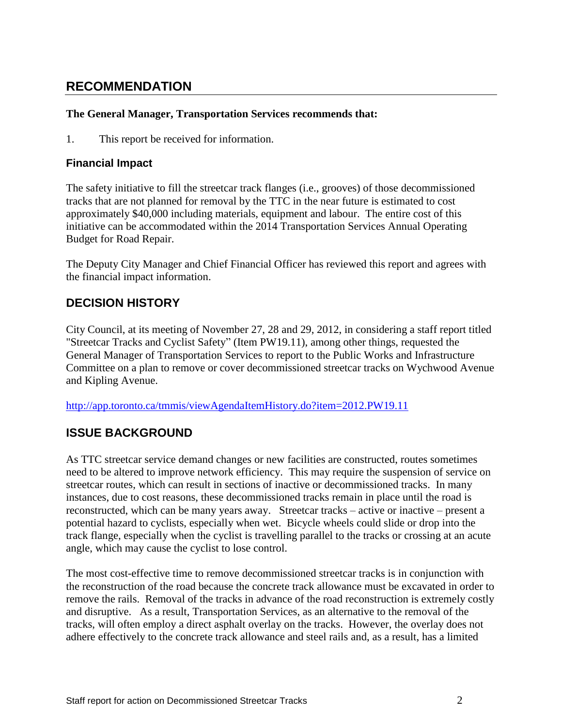## RECOMMENDATION

**The General Manager, Transportation Services recommends that:**

1. This report be received for information.

### Financial Impact

The safety initiative to fill the streetcar track flanges (i.e., grooves) of those decommissioned tracks that are not planned for removal by the TTC in the near future is estimated to cost approximately $40,000 including materials, equipment and labour. The entire cost of this initiative can be accommodated within the 2014 Transportation Services Annual Operating Budget for Road Repair.

The Deputy City Manager and Chief Financial Officer has reviewed this report and agrees with the financial impact information.

## DECISION HISTORY

City Council, at its meeting of November 27, 28 and 29, 2012, in considering a staff report titled "Streetcar Tracks and Cyclist Safety" (Item PW19.11), among other things, requested the General Manager of Transportation Services to report to the Public Works and Infrastructure Committee on a plan to remove or cover decommissioned streetcar tracks on Wychwood Avenue and Kipling Avenue.

http://app.toronto.ca/tmmis/viewAgendaItemHistory.do?item=2012.PW19.11

## ISSUE BACKGROUND

As TTC streetcar service demand changes or new facilities are constructed, routes sometimes need to be altered to improve network efficiency. This may require the suspension of service on streetcar routes, which can result in sections of inactive or decommissioned tracks. In many instances, due to cost reasons, these decommissioned tracks remain in place until the road is reconstructed, which can be many years away. Streetcar tracks – active or inactive – present a potential hazard to cyclists, especially when wet. Bicycle wheels could slide or drop into the track flange, especially when the cyclist is travelling parallel to the tracks or crossing at an acute angle, which may cause the cyclist to lose control.

The most cost-effective time to remove decommissioned streetcar tracks is in conjunction with the reconstruction of the road because the concrete track allowance must be excavated in order to remove the rails. Removal of the tracks in advance of the road reconstruction is extremely costly and disruptive. As a result, Transportation Services, as an alternative to the removal of the tracks, will often employ a direct asphalt overlay on the tracks. However, the overlay does not adhere effectively to the concrete track allowance and steel rails and, as a result, has a limited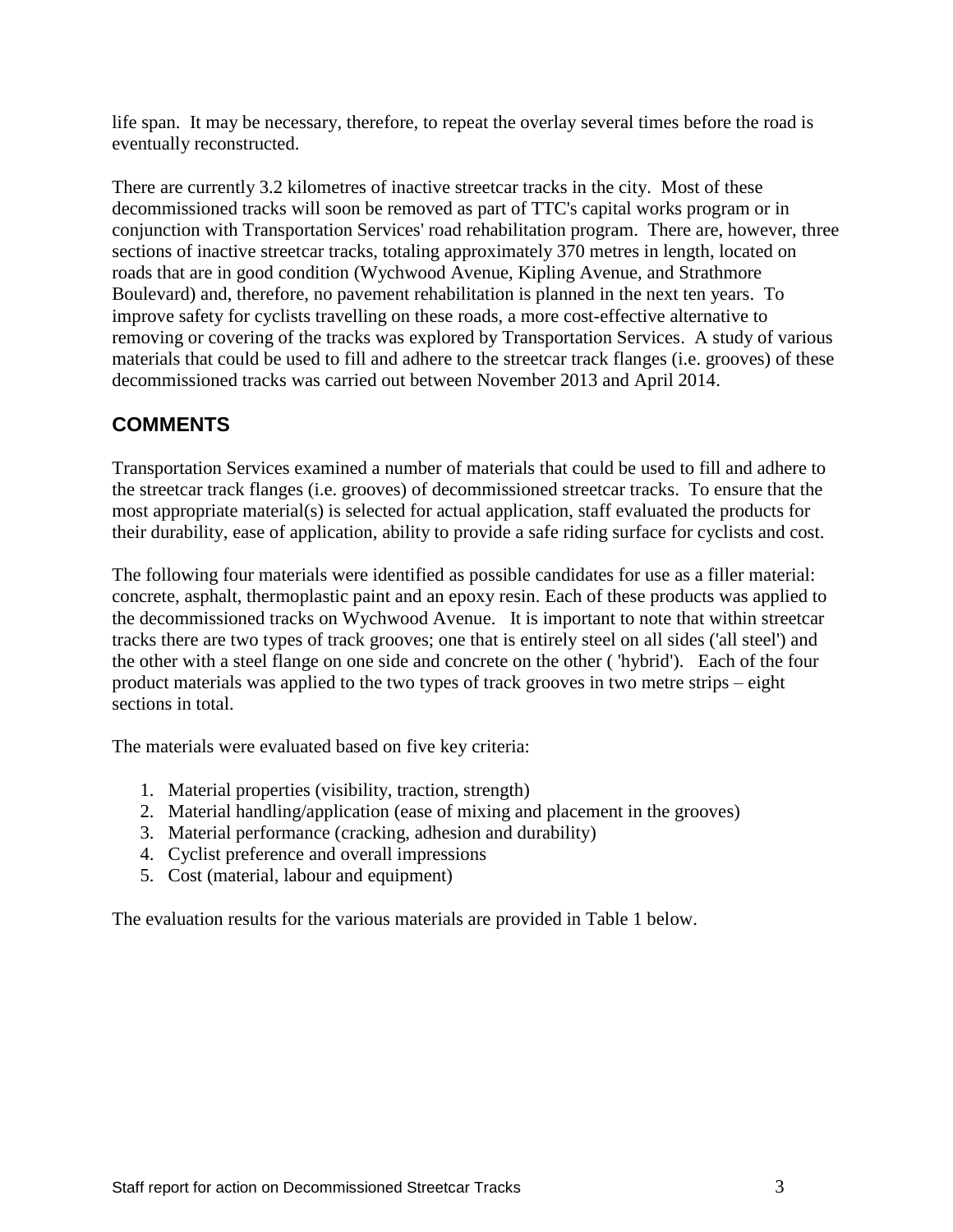life span. It may be necessary, therefore, to repeat the overlay several times before the road is eventually reconstructed.

There are currently 3.2 kilometres of inactive streetcar tracks in the city. Most of these decommissioned tracks will soon be removed as part of TTC's capital works program or in conjunction with Transportation Services' road rehabilitation program. There are, however, three sections of inactive streetcar tracks, totaling approximately 370 metres in length, located on roads that are in good condition (Wychwood Avenue, Kipling Avenue, and Strathmore Boulevard) and, therefore, no pavement rehabilitation is planned in the next ten years. To improve safety for cyclists travelling on these roads, a more cost-effective alternative to removing or covering of the tracks was explored by Transportation Services. A study of various materials that could be used to fill and adhere to the streetcar track flanges (i.e. grooves) of these decommissioned tracks was carried out between November 2013 and April 2014.

## COMMENTS

Transportation Services examined a number of materials that could be used to fill and adhere to the streetcar track flanges (i.e. grooves) of decommissioned streetcar tracks. To ensure that the most appropriate material(s) is selected for actual application, staff evaluated the products for their durability, ease of application, ability to provide a safe riding surface for cyclists and cost.

The following four materials were identified as possible candidates for use as a filler material: concrete, asphalt, thermoplastic paint and an epoxy resin. Each of these products was applied to the decommissioned tracks on Wychwood Avenue. It is important to note that within streetcar tracks there are two types of track grooves; one that is entirely steel on all sides ('all steel') and the other with a steel flange on one side and concrete on the other ( 'hybrid'). Each of the four product materials was applied to the two types of track grooves in two metre strips – eight sections in total.

The materials were evaluated based on five key criteria:

1. Material properties (visibility, traction, strength)
2. Material handling/application (ease of mixing and placement in the grooves)
3. Material performance (cracking, adhesion and durability)
4. Cyclist preference and overall impressions
5. Cost (material, labour and equipment)

The evaluation results for the various materials are provided in Table 1 below.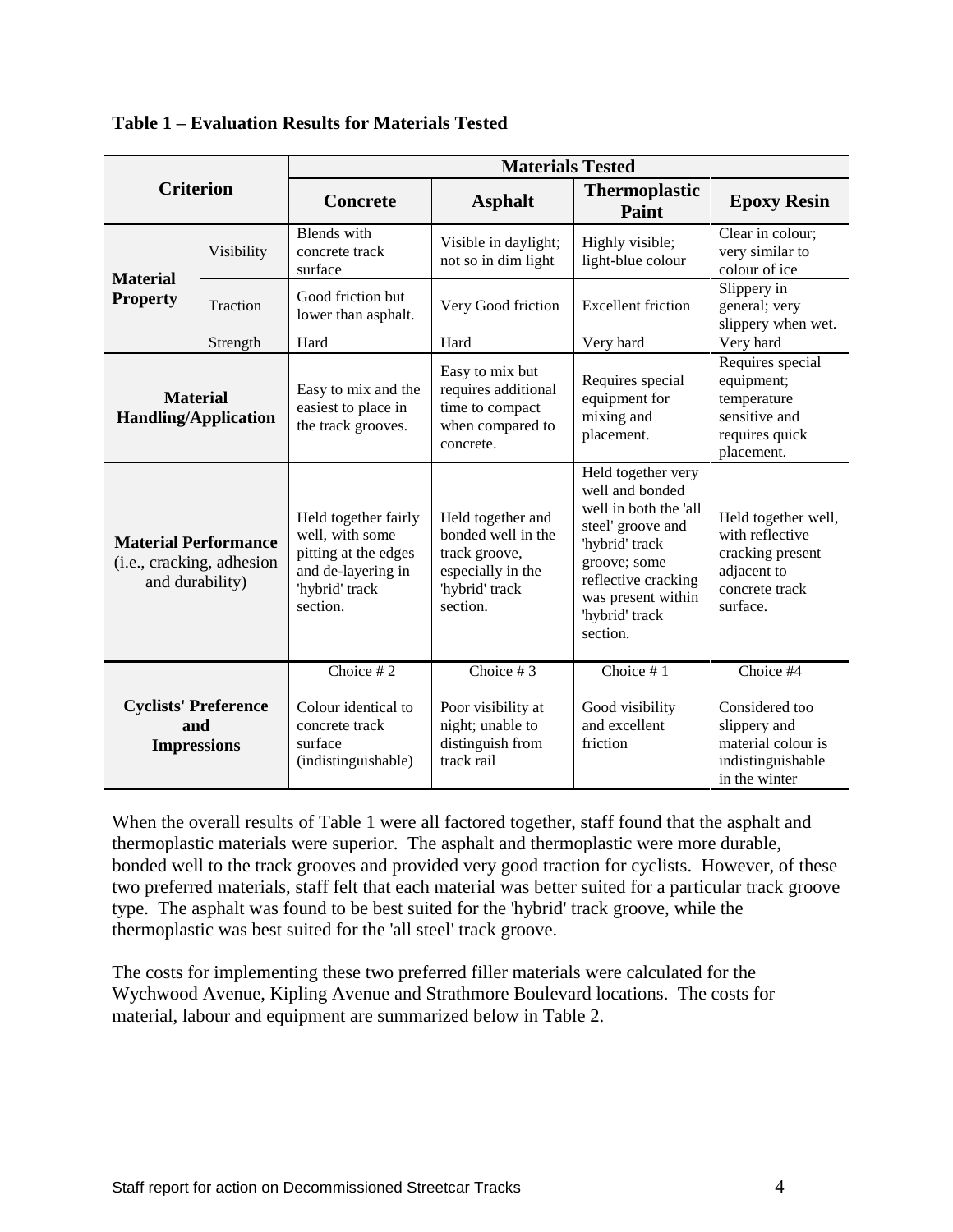**Table 1 – Evaluation Results for Materials Tested**

| Criterion | | Materials Tested | | | |
|---|---|---|---|---|---|
| | | **Concrete** | **Asphalt** | **Thermoplastic Paint** | **Epoxy Resin** |
| **Material Property** | Visibility | Blends with concrete track surface | Visible in daylight; not so in dim light | Highly visible; light-blue colour | Clear in colour; very similar to colour of ice |
| | Traction | Good friction but lower than asphalt. | Very Good friction | Excellent friction | Slippery in general; very slippery when wet. |
| | Strength | Hard | Hard | Very hard | Very hard |
| **Material Handling/Application** | | Easy to mix and the easiest to place in the track grooves. | Easy to mix but requires additional time to compact when compared to concrete. | Requires special equipment for mixing and placement. | Requires special equipment; temperature sensitive and requires quick placement. |
| **Material Performance** (i.e., cracking, adhesion and durability) | | Held together fairly well, with some pitting at the edges and de-layering in 'hybrid' track section. | Held together and bonded well in the track groove, especially in the 'hybrid' track section. | Held together very well and bonded well in both the 'all steel' groove and 'hybrid' track groove; some reflective cracking was present within 'hybrid' track section. | Held together well, with reflective cracking present adjacent to concrete track surface. |
| **Cyclists' Preference and Impressions** | | Choice # 2<br><br>Colour identical to concrete track surface (indistinguishable) | Choice # 3<br><br>Poor visibility at night; unable to distinguish from track rail | Choice # 1<br><br>Good visibility and excellent friction | Choice #4<br><br>Considered too slippery and material colour is indistinguishable in the winter |

When the overall results of Table 1 were all factored together, staff found that the asphalt and thermoplastic materials were superior. The asphalt and thermoplastic were more durable, bonded well to the track grooves and provided very good traction for cyclists. However, of these two preferred materials, staff felt that each material was better suited for a particular track groove type. The asphalt was found to be best suited for the 'hybrid' track groove, while the thermoplastic was best suited for the 'all steel' track groove.

The costs for implementing these two preferred filler materials were calculated for the Wychwood Avenue, Kipling Avenue and Strathmore Boulevard locations. The costs for material, labour and equipment are summarized below in Table 2.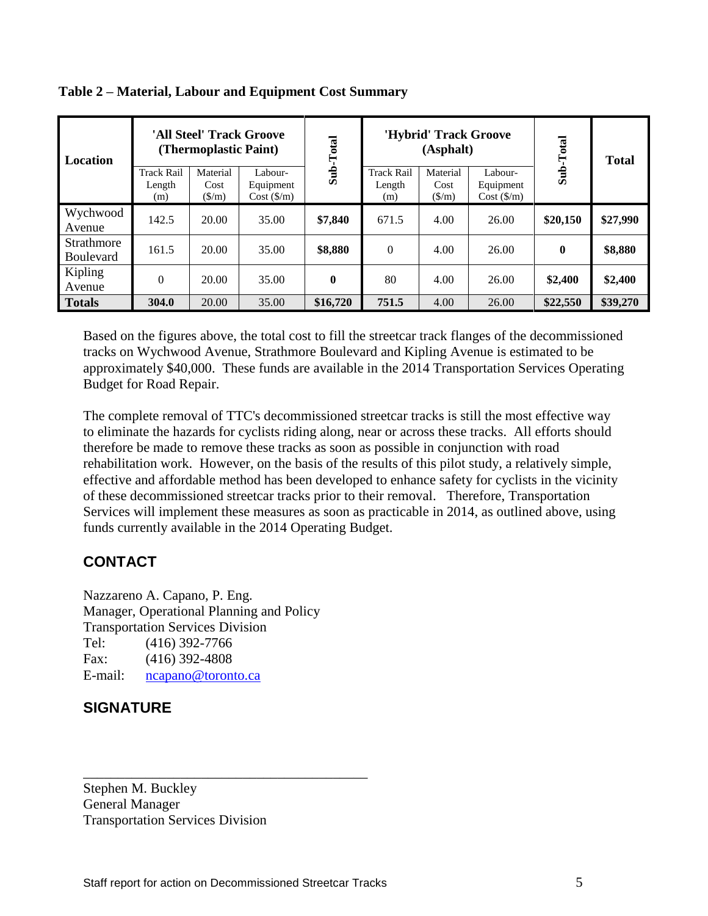**Table 2 – Material, Labour and Equipment Cost Summary**

| Location | 'All Steel' Track Groove (Thermoplastic Paint) | | | Sub-Total | 'Hybrid' Track Groove (Asphalt) | | | Sub-Total | Total |
|---|---|---|---|---|---|---|---|---|---|
| | Track Rail Length (m) | Material Cost ($/m) | Labour-Equipment Cost ($/m) | | Track Rail Length (m) | Material Cost ($/m) | Labour-Equipment Cost ($/m) | | |
| Wychwood Avenue | 142.5 | 20.00 | 35.00 | **$7,840** | 671.5 | 4.00 | 26.00 | **$20,150** | **$27,990** |
| Strathmore Boulevard | 161.5 | 20.00 | 35.00 | **$8,880** | 0 | 4.00 | 26.00 | **0** | **$8,880** |
| Kipling Avenue | 0 | 20.00 | 35.00 | **0** | 80 | 4.00 | 26.00 | **$2,400** | **$2,400** |
| **Totals** | **304.0** | 20.00 | 35.00 | **$16,720** | **751.5** | 4.00 | 26.00 | **$22,550** | **$39,270** |

Based on the figures above, the total cost to fill the streetcar track flanges of the decommissioned tracks on Wychwood Avenue, Strathmore Boulevard and Kipling Avenue is estimated to be approximately $40,000. These funds are available in the 2014 Transportation Services Operating Budget for Road Repair.

The complete removal of TTC's decommissioned streetcar tracks is still the most effective way to eliminate the hazards for cyclists riding along, near or across these tracks. All efforts should therefore be made to remove these tracks as soon as possible in conjunction with road rehabilitation work. However, on the basis of the results of this pilot study, a relatively simple, effective and affordable method has been developed to enhance safety for cyclists in the vicinity of these decommissioned streetcar tracks prior to their removal. Therefore, Transportation Services will implement these measures as soon as practicable in 2014, as outlined above, using funds currently available in the 2014 Operating Budget.

## CONTACT

Nazzareno A. Capano, P. Eng.
Manager, Operational Planning and Policy
Transportation Services Division
Tel: (416) 392-7766
Fax: (416) 392-4808
E-mail: ncapano@toronto.ca

## SIGNATURE

_______________________________________

Stephen M. Buckley
General Manager
Transportation Services Division